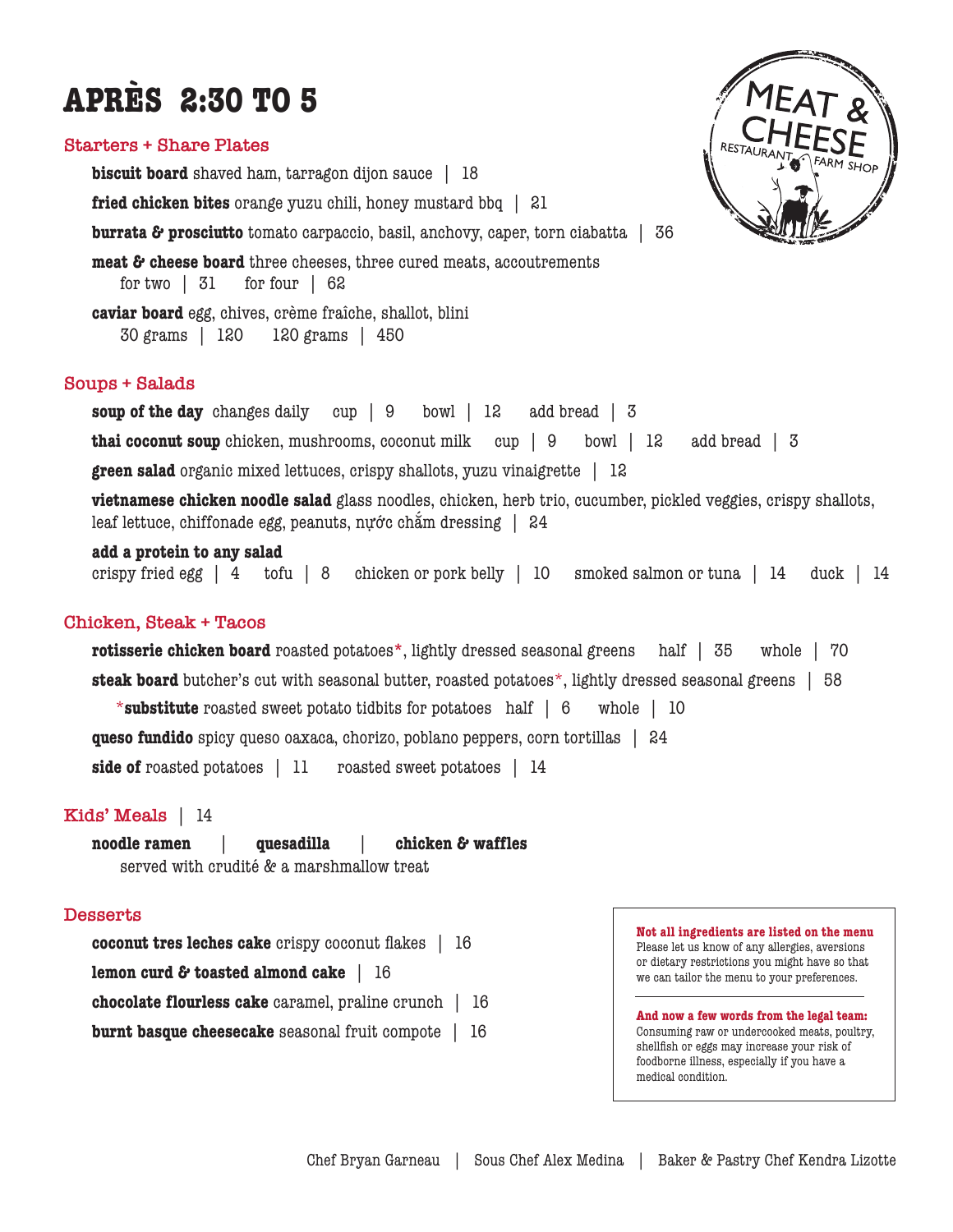# APRÈS 2:30 TO 5

MEAT & CHEESE
RESTAURANT FARM SHOP

## Starters + Share Plates

**biscuit board** shaved ham, tarragon dijon sauce | 18

**fried chicken bites** orange yuzu chili, honey mustard bbq | 21

**burrata & prosciutto** tomato carpaccio, basil, anchovy, caper, torn ciabatta | 36

**meat & cheese board** three cheeses, three cured meats, accoutrements
for two | 31 for four | 62

**caviar board** egg, chives, crème fraîche, shallot, blini
30 grams | 120 120 grams | 450

## Soups + Salads

**soup of the day** changes daily cup | 9 bowl | 12 add bread | 3

**thai coconut soup** chicken, mushrooms, coconut milk cup | 9 bowl | 12 add bread | 3

**green salad** organic mixed lettuces, crispy shallots, yuzu vinaigrette | 12

**vietnamese chicken noodle salad** glass noodles, chicken, herb trio, cucumber, pickled veggies, crispy shallots, leaf lettuce, chiffonade egg, peanuts, nước chấm dressing | 24

**add a protein to any salad**
crispy fried egg | 4 tofu | 8 chicken or pork belly | 10 smoked salmon or tuna | 14 duck | 14

## Chicken, Steak + Tacos

**rotisserie chicken board** roasted potatoes*, lightly dressed seasonal greens half | 35 whole | 70

**steak board** butcher's cut with seasonal butter, roasted potatoes*, lightly dressed seasonal greens | 58

*__substitute__ roasted sweet potato tidbits for potatoes half | 6 whole | 10

**queso fundido** spicy queso oaxaca, chorizo, poblano peppers, corn tortillas | 24

**side of** roasted potatoes | 11 roasted sweet potatoes | 14

## Kids' Meals | 14

**noodle ramen** | **quesadilla** | **chicken & waffles**
served with crudité & a marshmallow treat

## Desserts

**coconut tres leches cake** crispy coconut flakes | 16

**lemon curd & toasted almond cake** | 16

**chocolate flourless cake** caramel, praline crunch | 16

**burnt basque cheesecake** seasonal fruit compote | 16

**Not all ingredients are listed on the menu**
Please let us know of any allergies, aversions or dietary restrictions you might have so that we can tailor the menu to your preferences.

**And now a few words from the legal team:**
Consuming raw or undercooked meats, poultry, shellfish or eggs may increase your risk of foodborne illness, especially if you have a medical condition.

Chef Bryan Garneau | Sous Chef Alex Medina | Baker & Pastry Chef Kendra Lizotte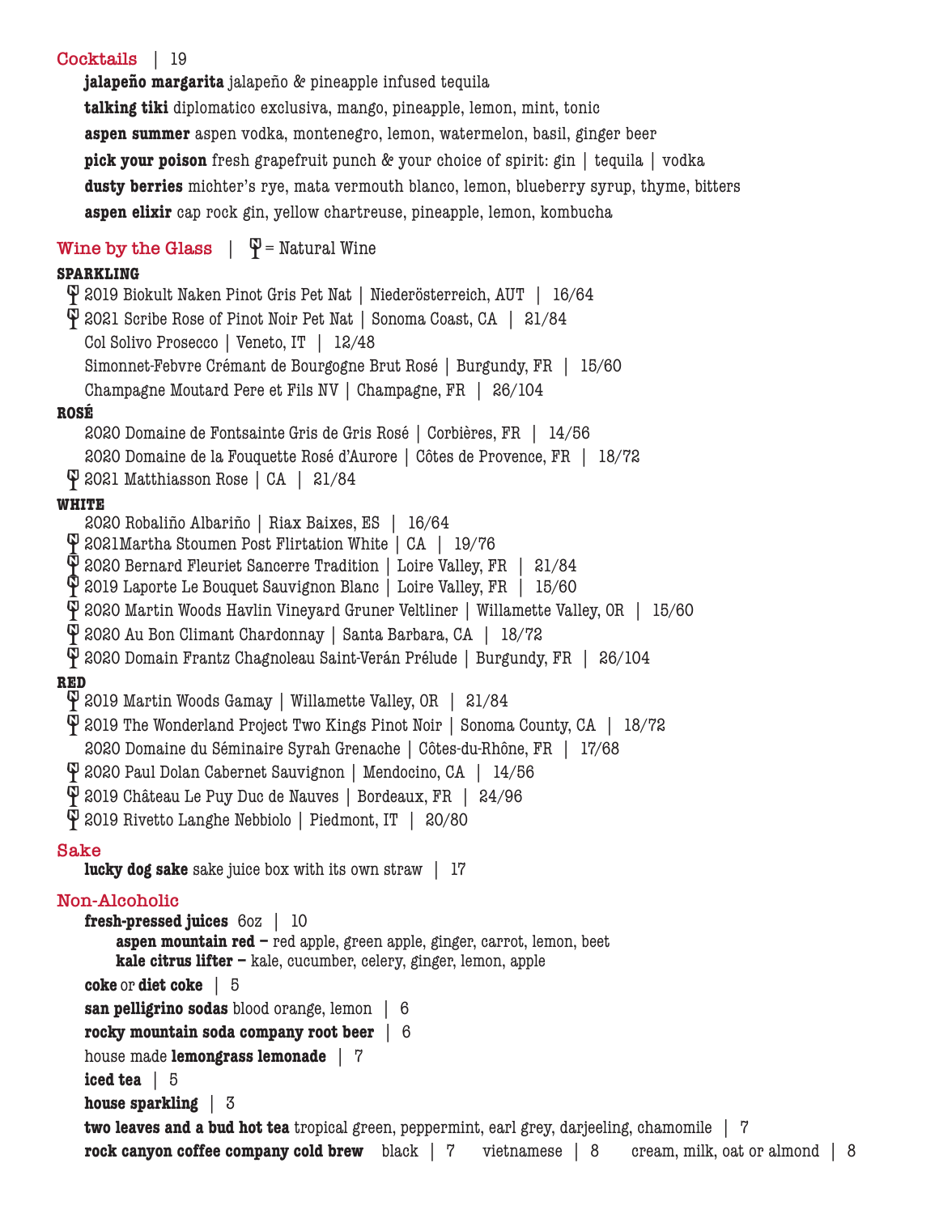## Cocktails | 19

**jalapeño margarita** jalapeño & pineapple infused tequila

**talking tiki** diplomatico exclusiva, mango, pineapple, lemon, mint, tonic

**aspen summer** aspen vodka, montenegro, lemon, watermelon, basil, ginger beer

**pick your poison** fresh grapefruit punch & your choice of spirit: gin | tequila | vodka

**dusty berries** michter's rye, mata vermouth blanco, lemon, blueberry syrup, thyme, bitters

**aspen elixir** cap rock gin, yellow chartreuse, pineapple, lemon, kombucha

## Wine by the Glass | 🍷 = Natural Wine

### SPARKLING

🍷 2019 Biokult Naken Pinot Gris Pet Nat | Niederösterreich, AUT | 16/64

🍷 2021 Scribe Rose of Pinot Noir Pet Nat | Sonoma Coast, CA | 21/84

Col Solivo Prosecco | Veneto, IT | 12/48

Simonnet-Febvre Crémant de Bourgogne Brut Rosé | Burgundy, FR | 15/60

Champagne Moutard Pere et Fils NV | Champagne, FR | 26/104

### ROSÉ

2020 Domaine de Fontsainte Gris de Gris Rosé | Corbières, FR | 14/56

2020 Domaine de la Fouquette Rosé d'Aurore | Côtes de Provence, FR | 18/72

🍷 2021 Matthiasson Rose | CA | 21/84

### WHITE

2020 Robaliño Albariño | Riax Baixes, ES | 16/64

🍷 2021Martha Stoumen Post Flirtation White | CA | 19/76

🍷 2020 Bernard Fleuriet Sancerre Tradition | Loire Valley, FR | 21/84

🍷 2019 Laporte Le Bouquet Sauvignon Blanc | Loire Valley, FR | 15/60

🍷 2020 Martin Woods Havlin Vineyard Gruner Veltliner | Willamette Valley, OR | 15/60

🍷 2020 Au Bon Climant Chardonnay | Santa Barbara, CA | 18/72

🍷 2020 Domain Frantz Chagnoleau Saint-Verán Prélude | Burgundy, FR | 26/104

### RED

🍷 2019 Martin Woods Gamay | Willamette Valley, OR | 21/84

🍷 2019 The Wonderland Project Two Kings Pinot Noir | Sonoma County, CA | 18/72

2020 Domaine du Séminaire Syrah Grenache | Côtes-du-Rhône, FR | 17/68

🍷 2020 Paul Dolan Cabernet Sauvignon | Mendocino, CA | 14/56

🍷 2019 Château Le Puy Duc de Nauves | Bordeaux, FR | 24/96

🍷 2019 Rivetto Langhe Nebbiolo | Piedmont, IT | 20/80

## Sake

**lucky dog sake** sake juice box with its own straw | 17

## Non-Alcoholic

**fresh-pressed juices** 6oz | 10

- **aspen mountain red –** red apple, green apple, ginger, carrot, lemon, beet
- **kale citrus lifter –** kale, cucumber, celery, ginger, lemon, apple

**coke** or **diet coke** | 5

**san pelligrino sodas** blood orange, lemon | 6

**rocky mountain soda company root beer** | 6

house made **lemongrass lemonade** | 7

**iced tea** | 5

**house sparkling** | 3

**two leaves and a bud hot tea** tropical green, peppermint, earl grey, darjeeling, chamomile | 7

**rock canyon coffee company cold brew** black | 7 vietnamese | 8 cream, milk, oat or almond | 8